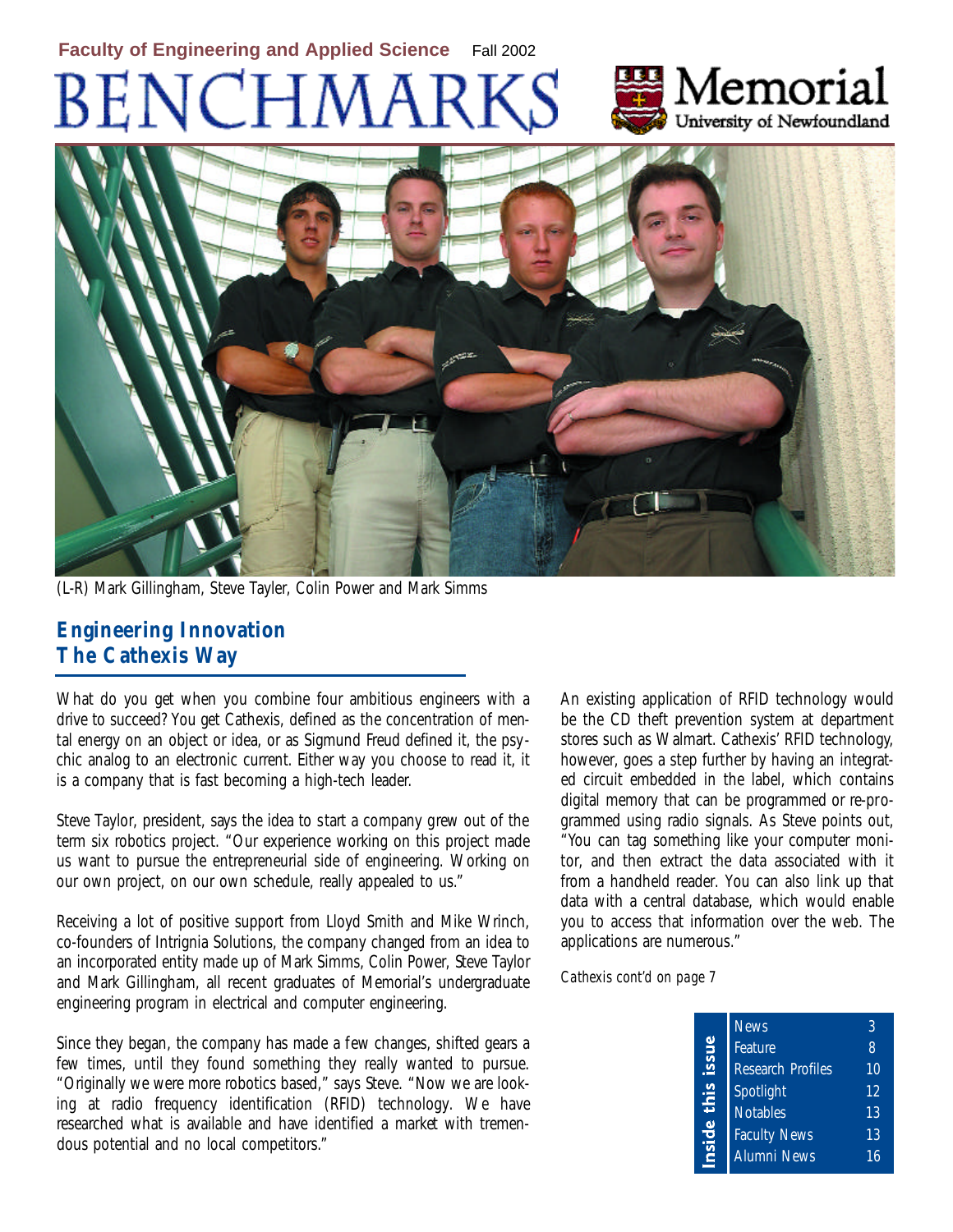**Faculty of Engineering and Applied Science** Fall 2002

# BENCHMARKS

Memorial University of Newfoundland

(L-R) Mark Gillingham, Steve Tayler, Colin Power and Mark Simms

## Engineering Innovation The Cathexis Way

What do you get when you combine four ambitious engineers with a drive to succeed? You get Cathexis, defined as the concentration of mental energy on an object or idea, or as Sigmund Freud defined it, the psychic analog to an electronic current. Either way you choose to read it, it is a company that is fast becoming a high-tech leader.

Steve Taylor, president, says the idea to start a company grew out of the term six robotics project. "Our experience working on this project made us want to pursue the entrepreneurial side of engineering. Working on our own project, on our own schedule, really appealed to us."

Receiving a lot of positive support from Lloyd Smith and Mike Wrinch, co-founders of Intrignia Solutions, the company changed from an idea to an incorporated entity made up of Mark Simms, Colin Power, Steve Taylor and Mark Gillingham, all recent graduates of Memorial's undergraduate engineering program in electrical and computer engineering.

Since they began, the company has made a few changes, shifted gears a few times, until they found something they really wanted to pursue. "Originally we were more robotics based," says Steve. "Now we are looking at radio frequency identification (RFID) technology. We have researched what is available and have identified a market with tremendous potential and no local competitors."

An existing application of RFID technology would be the CD theft prevention system at department stores such as Walmart. Cathexis' RFID technology, however, goes a step further by having an integrated circuit embedded in the label, which contains digital memory that can be programmed or re-programmed using radio signals. As Steve points out, "You can tag something like your computer monitor, and then extract the data associated with it from a handheld reader. You can also link up that data with a central database, which would enable you to access that information over the web. The applications are numerous."

*Cathexis cont'd on page 7*

| Inside this issue | |
|---|---|
| News | 3 |
| Feature | 8 |
| Research Profiles | 10 |
| Spotlight | 12 |
| Notables | 13 |
| Faculty News | 13 |
| Alumni News | 16 |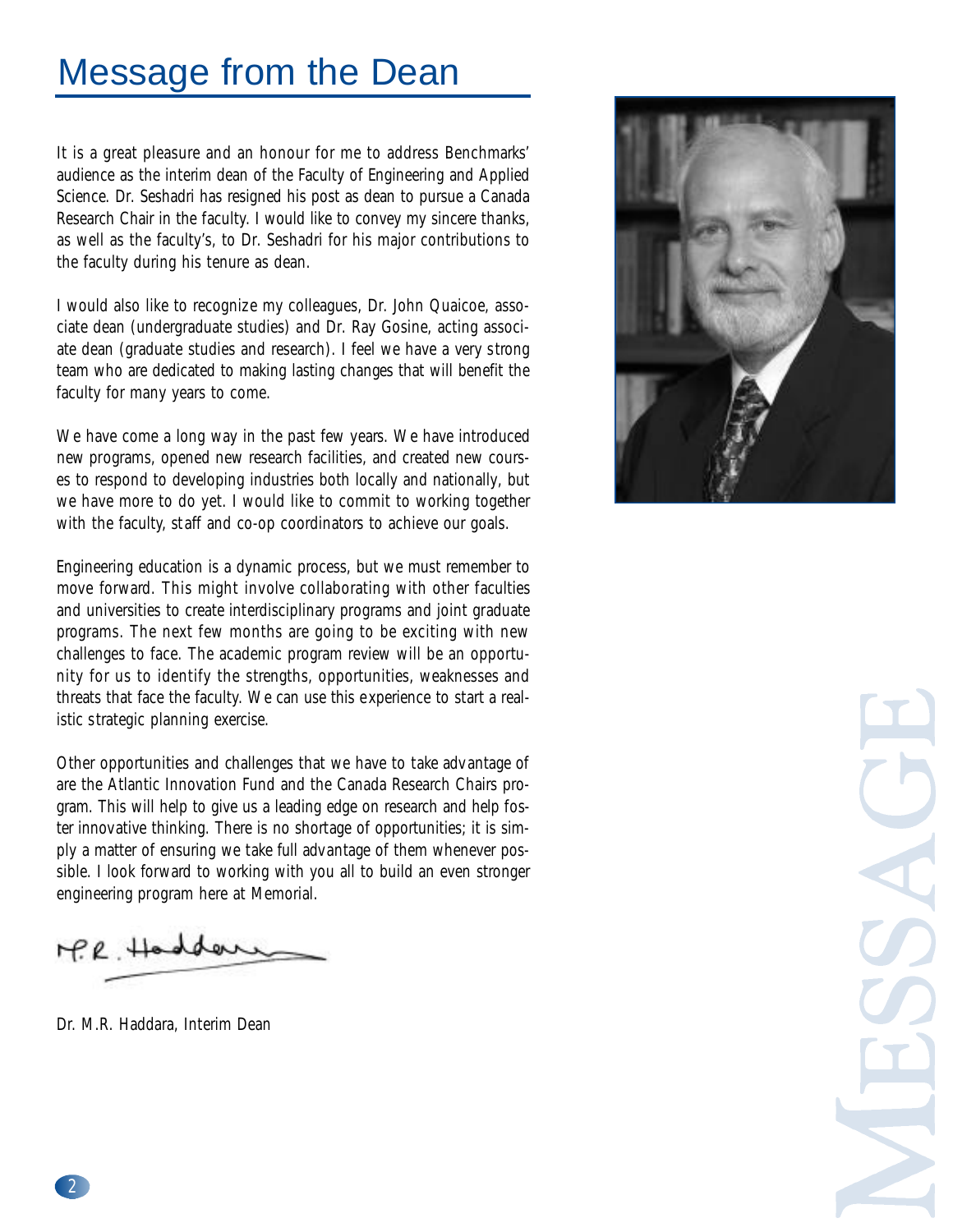# Message from the Dean

It is a great pleasure and an honour for me to address Benchmarks' audience as the interim dean of the Faculty of Engineering and Applied Science. Dr. Seshadri has resigned his post as dean to pursue a Canada Research Chair in the faculty. I would like to convey my sincere thanks, as well as the faculty's, to Dr. Seshadri for his major contributions to the faculty during his tenure as dean.

I would also like to recognize my colleagues, Dr. John Quaicoe, associate dean (undergraduate studies) and Dr. Ray Gosine, acting associate dean (graduate studies and research). I feel we have a very strong team who are dedicated to making lasting changes that will benefit the faculty for many years to come.

We have come a long way in the past few years. We have introduced new programs, opened new research facilities, and created new courses to respond to developing industries both locally and nationally, but we have more to do yet. I would like to commit to working together with the faculty, staff and co-op coordinators to achieve our goals.

Engineering education is a dynamic process, but we must remember to move forward. This might involve collaborating with other faculties and universities to create interdisciplinary programs and joint graduate programs. The next few months are going to be exciting with new challenges to face. The academic program review will be an opportunity for us to identify the strengths, opportunities, weaknesses and threats that face the faculty. We can use this experience to start a realistic strategic planning exercise.

Other opportunities and challenges that we have to take advantage of are the Atlantic Innovation Fund and the Canada Research Chairs program. This will help to give us a leading edge on research and help foster innovative thinking. There is no shortage of opportunities; it is simply a matter of ensuring we take full advantage of them whenever possible. I look forward to working with you all to build an even stronger engineering program here at Memorial.

M.R. Haddara

Dr. M.R. Haddara, Interim Dean

MESSAGE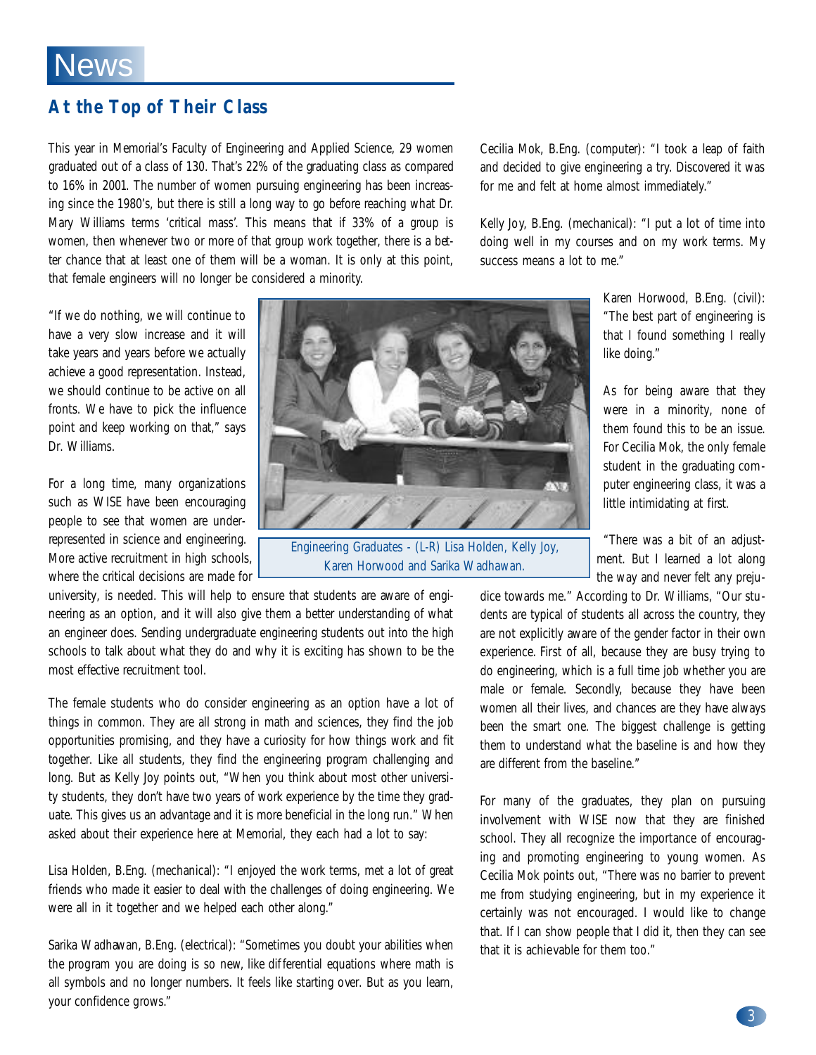# News

## At the Top of Their Class

This year in Memorial's Faculty of Engineering and Applied Science, 29 women graduated out of a class of 130. That's 22% of the graduating class as compared to 16% in 2001. The number of women pursuing engineering has been increasing since the 1980's, but there is still a long way to go before reaching what Dr. Mary Williams terms 'critical mass'. This means that if 33% of a group is women, then whenever two or more of that group work together, there is a better chance that at least one of them will be a woman. It is only at this point, that female engineers will no longer be considered a minority.

"If we do nothing, we will continue to have a very slow increase and it will take years and years before we actually achieve a good representation. Instead, we should continue to be active on all fronts. We have to pick the influence point and keep working on that," says Dr. Williams.

For a long time, many organizations such as WISE have been encouraging people to see that women are underrepresented in science and engineering. More active recruitment in high schools, where the critical decisions are made for university, is needed. This will help to ensure that students are aware of engineering as an option, and it will also give them a better understanding of what an engineer does. Sending undergraduate engineering students out into the high schools to talk about what they do and why it is exciting has shown to be the most effective recruitment tool.

Engineering Graduates - (L-R) Lisa Holden, Kelly Joy, Karen Horwood and Sarika Wadhawan.

The female students who do consider engineering as an option have a lot of things in common. They are all strong in math and sciences, they find the job opportunities promising, and they have a curiosity for how things work and fit together. Like all students, they find the engineering program challenging and long. But as Kelly Joy points out, "When you think about most other university students, they don't have two years of work experience by the time they graduate. This gives us an advantage and it is more beneficial in the long run." When asked about their experience here at Memorial, they each had a lot to say:

Lisa Holden, B.Eng. (mechanical): "I enjoyed the work terms, met a lot of great friends who made it easier to deal with the challenges of doing engineering. We were all in it together and we helped each other along."

Sarika Wadhawan, B.Eng. (electrical): "Sometimes you doubt your abilities when the program you are doing is so new, like differential equations where math is all symbols and no longer numbers. It feels like starting over. But as you learn, your confidence grows."

Cecilia Mok, B.Eng. (computer): "I took a leap of faith and decided to give engineering a try. Discovered it was for me and felt at home almost immediately."

Kelly Joy, B.Eng. (mechanical): "I put a lot of time into doing well in my courses and on my work terms. My success means a lot to me."

Karen Horwood, B.Eng. (civil): "The best part of engineering is that I found something I really like doing."

As for being aware that they were in a minority, none of them found this to be an issue. For Cecilia Mok, the only female student in the graduating computer engineering class, it was a little intimidating at first.

"There was a bit of an adjustment. But I learned a lot along the way and never felt any prejudice towards me." According to Dr. Williams, "Our students are typical of students all across the country, they are not explicitly aware of the gender factor in their own experience. First of all, because they are busy trying to do engineering, which is a full time job whether you are male or female. Secondly, because they have been women all their lives, and chances are they have always been the smart one. The biggest challenge is getting them to understand what the baseline is and how they are different from the baseline."

For many of the graduates, they plan on pursuing involvement with WISE now that they are finished school. They all recognize the importance of encouraging and promoting engineering to young women. As Cecilia Mok points out, "There was no barrier to prevent me from studying engineering, but in my experience it certainly was not encouraged. I would like to change that. If I can show people that I did it, then they can see that it is achievable for them too."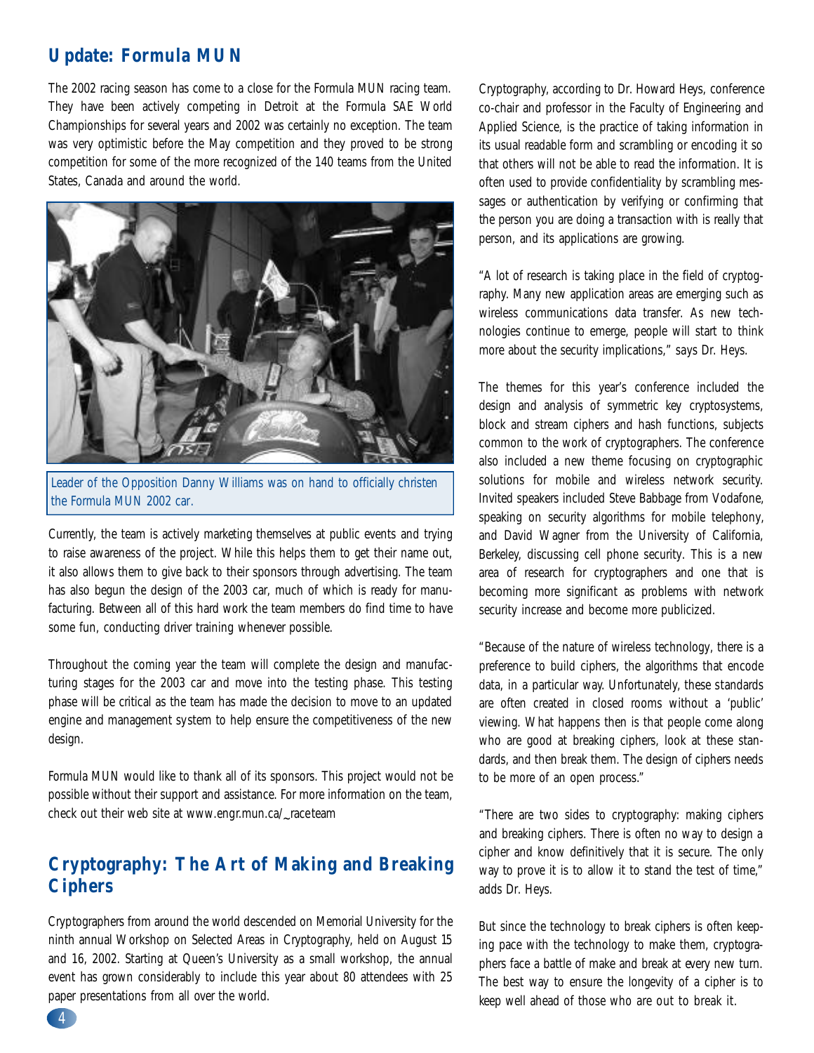## Update: Formula MUN

The 2002 racing season has come to a close for the Formula MUN racing team. They have been actively competing in Detroit at the Formula SAE World Championships for several years and 2002 was certainly no exception. The team was very optimistic before the May competition and they proved to be strong competition for some of the more recognized of the 140 teams from the United States, Canada and around the world.

Leader of the Opposition Danny Williams was on hand to officially christen the Formula MUN 2002 car.

Currently, the team is actively marketing themselves at public events and trying to raise awareness of the project. While this helps them to get their name out, it also allows them to give back to their sponsors through advertising. The team has also begun the design of the 2003 car, much of which is ready for manufacturing. Between all of this hard work the team members do find time to have some fun, conducting driver training whenever possible.

Throughout the coming year the team will complete the design and manufacturing stages for the 2003 car and move into the testing phase. This testing phase will be critical as the team has made the decision to move to an updated engine and management system to help ensure the competitiveness of the new design.

Formula MUN would like to thank all of its sponsors. This project would not be possible without their support and assistance. For more information on the team, check out their web site at www.engr.mun.ca/_raceteam

## Cryptography: The Art of Making and Breaking Ciphers

Cryptographers from around the world descended on Memorial University for the ninth annual Workshop on Selected Areas in Cryptography, held on August 15 and 16, 2002. Starting at Queen's University as a small workshop, the annual event has grown considerably to include this year about 80 attendees with 25 paper presentations from all over the world.

Cryptography, according to Dr. Howard Heys, conference co-chair and professor in the Faculty of Engineering and Applied Science, is the practice of taking information in its usual readable form and scrambling or encoding it so that others will not be able to read the information. It is often used to provide confidentiality by scrambling messages or authentication by verifying or confirming that the person you are doing a transaction with is really that person, and its applications are growing.

"A lot of research is taking place in the field of cryptography. Many new application areas are emerging such as wireless communications data transfer. As new technologies continue to emerge, people will start to think more about the security implications," says Dr. Heys.

The themes for this year's conference included the design and analysis of symmetric key cryptosystems, block and stream ciphers and hash functions, subjects common to the work of cryptographers. The conference also included a new theme focusing on cryptographic solutions for mobile and wireless network security. Invited speakers included Steve Babbage from Vodafone, speaking on security algorithms for mobile telephony, and David Wagner from the University of California, Berkeley, discussing cell phone security. This is a new area of research for cryptographers and one that is becoming more significant as problems with network security increase and become more publicized.

"Because of the nature of wireless technology, there is a preference to build ciphers, the algorithms that encode data, in a particular way. Unfortunately, these standards are often created in closed rooms without a 'public' viewing. What happens then is that people come along who are good at breaking ciphers, look at these standards, and then break them. The design of ciphers needs to be more of an open process."

"There are two sides to cryptography: making ciphers and breaking ciphers. There is often no way to design a cipher and know definitively that it is secure. The only way to prove it is to allow it to stand the test of time," adds Dr. Heys.

But since the technology to break ciphers is often keeping pace with the technology to make them, cryptographers face a battle of make and break at every new turn. The best way to ensure the longevity of a cipher is to keep well ahead of those who are out to break it.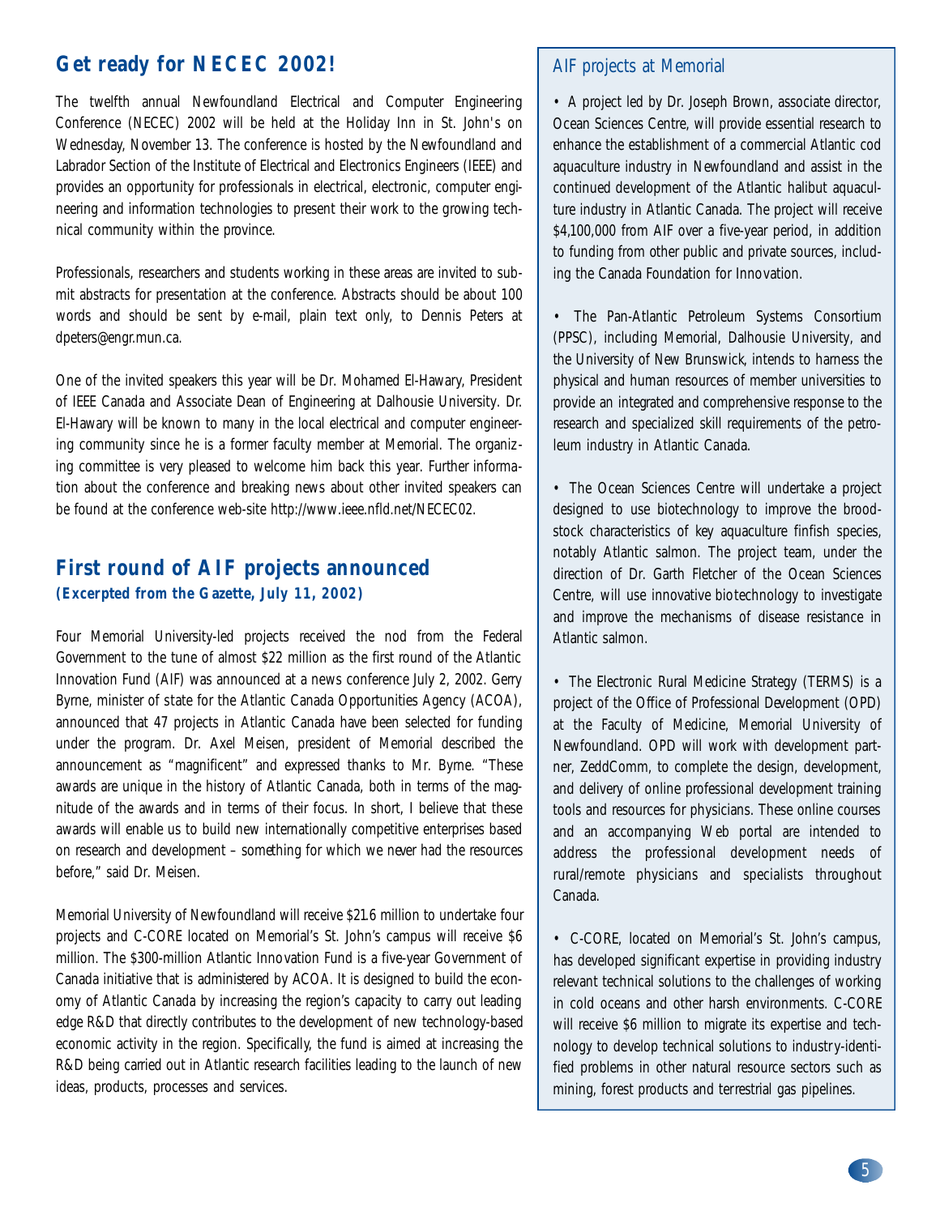## Get ready for NECEC 2002!

The twelfth annual Newfoundland Electrical and Computer Engineering Conference (NECEC) 2002 will be held at the Holiday Inn in St. John's on Wednesday, November 13. The conference is hosted by the Newfoundland and Labrador Section of the Institute of Electrical and Electronics Engineers (IEEE) and provides an opportunity for professionals in electrical, electronic, computer engineering and information technologies to present their work to the growing technical community within the province.

Professionals, researchers and students working in these areas are invited to submit abstracts for presentation at the conference. Abstracts should be about 100 words and should be sent by e-mail, plain text only, to Dennis Peters at dpeters@engr.mun.ca.

One of the invited speakers this year will be Dr. Mohamed El-Hawary, President of IEEE Canada and Associate Dean of Engineering at Dalhousie University. Dr. El-Hawary will be known to many in the local electrical and computer engineering community since he is a former faculty member at Memorial. The organizing committee is very pleased to welcome him back this year. Further information about the conference and breaking news about other invited speakers can be found at the conference web-site http://www.ieee.nfld.net/NECEC02.

## First round of AIF projects announced

**(Excerpted from the Gazette, July 11, 2002)**

Four Memorial University-led projects received the nod from the Federal Government to the tune of almost $22 million as the first round of the Atlantic Innovation Fund (AIF) was announced at a news conference July 2, 2002. Gerry Byrne, minister of state for the Atlantic Canada Opportunities Agency (ACOA), announced that 47 projects in Atlantic Canada have been selected for funding under the program. Dr. Axel Meisen, president of Memorial described the announcement as "magnificent" and expressed thanks to Mr. Byrne. "These awards are unique in the history of Atlantic Canada, both in terms of the magnitude of the awards and in terms of their focus. In short, I believe that these awards will enable us to build new internationally competitive enterprises based on research and development – something for which we never had the resources before," said Dr. Meisen.

Memorial University of Newfoundland will receive $21.6 million to undertake four projects and C-CORE located on Memorial's St. John's campus will receive $6 million. The $300-million Atlantic Innovation Fund is a five-year Government of Canada initiative that is administered by ACOA. It is designed to build the economy of Atlantic Canada by increasing the region's capacity to carry out leading edge R&D that directly contributes to the development of new technology-based economic activity in the region. Specifically, the fund is aimed at increasing the R&D being carried out in Atlantic research facilities leading to the launch of new ideas, products, processes and services.

### AIF projects at Memorial

- A project led by Dr. Joseph Brown, associate director, Ocean Sciences Centre, will provide essential research to enhance the establishment of a commercial Atlantic cod aquaculture industry in Newfoundland and assist in the continued development of the Atlantic halibut aquaculture industry in Atlantic Canada. The project will receive $4,100,000 from AIF over a five-year period, in addition to funding from other public and private sources, including the Canada Foundation for Innovation.

- The Pan-Atlantic Petroleum Systems Consortium (PPSC), including Memorial, Dalhousie University, and the University of New Brunswick, intends to harness the physical and human resources of member universities to provide an integrated and comprehensive response to the research and specialized skill requirements of the petroleum industry in Atlantic Canada.

- The Ocean Sciences Centre will undertake a project designed to use biotechnology to improve the broodstock characteristics of key aquaculture finfish species, notably Atlantic salmon. The project team, under the direction of Dr. Garth Fletcher of the Ocean Sciences Centre, will use innovative biotechnology to investigate and improve the mechanisms of disease resistance in Atlantic salmon.

- The Electronic Rural Medicine Strategy (TERMS) is a project of the Office of Professional Development (OPD) at the Faculty of Medicine, Memorial University of Newfoundland. OPD will work with development partner, ZeddComm, to complete the design, development, and delivery of online professional development training tools and resources for physicians. These online courses and an accompanying Web portal are intended to address the professional development needs of rural/remote physicians and specialists throughout Canada.

- C-CORE, located on Memorial's St. John's campus, has developed significant expertise in providing industry relevant technical solutions to the challenges of working in cold oceans and other harsh environments. C-CORE will receive $6 million to migrate its expertise and technology to develop technical solutions to industry-identified problems in other natural resource sectors such as mining, forest products and terrestrial gas pipelines.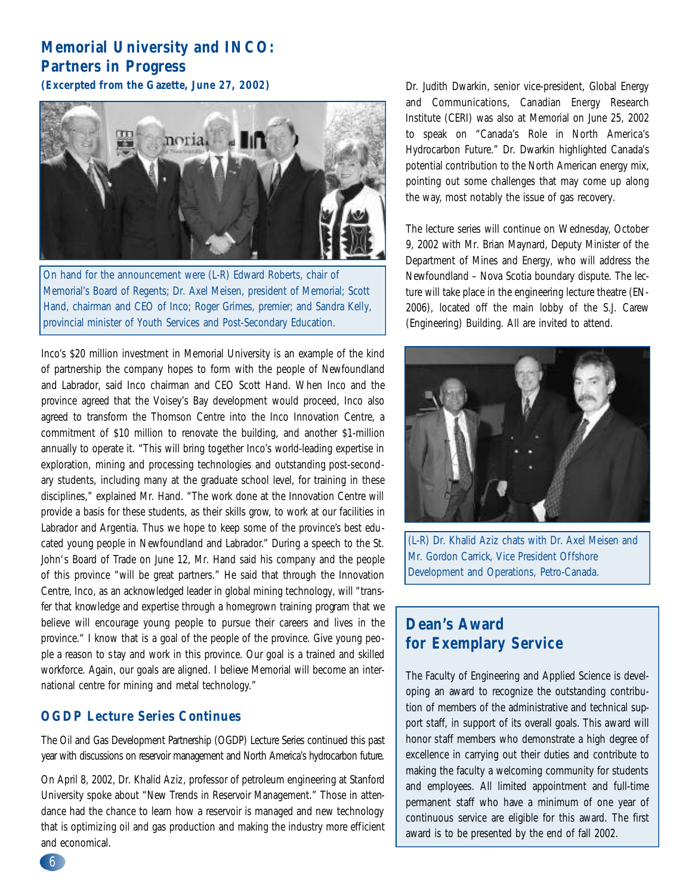## Memorial University and INCO: Partners in Progress

**(Excerpted from the Gazette, June 27, 2002)**

On hand for the announcement were (L-R) Edward Roberts, chair of Memorial's Board of Regents; Dr. Axel Meisen, president of Memorial; Scott Hand, chairman and CEO of Inco; Roger Grimes, premier; and Sandra Kelly, provincial minister of Youth Services and Post-Secondary Education.

Inco's $20 million investment in Memorial University is an example of the kind of partnership the company hopes to form with the people of Newfoundland and Labrador, said Inco chairman and CEO Scott Hand. When Inco and the province agreed that the Voisey's Bay development would proceed, Inco also agreed to transform the Thomson Centre into the Inco Innovation Centre, a commitment of $10 million to renovate the building, and another $1-million annually to operate it. "This will bring together Inco's world-leading expertise in exploration, mining and processing technologies and outstanding post-secondary students, including many at the graduate school level, for training in these disciplines," explained Mr. Hand. "The work done at the Innovation Centre will provide a basis for these students, as their skills grow, to work at our facilities in Labrador and Argentia. Thus we hope to keep some of the province's best educated young people in Newfoundland and Labrador." During a speech to the St. John's Board of Trade on June 12, Mr. Hand said his company and the people of this province "will be great partners." He said that through the Innovation Centre, Inco, as an acknowledged leader in global mining technology, will "transfer that knowledge and expertise through a homegrown training program that we believe will encourage young people to pursue their careers and lives in the province." I know that is a goal of the people of the province. Give young people a reason to stay and work in this province. Our goal is a trained and skilled workforce. Again, our goals are aligned. I believe Memorial will become an international centre for mining and metal technology."

### OGDP Lecture Series Continues

The Oil and Gas Development Partnership (OGDP) Lecture Series continued this past year with discussions on reservoir management and North America's hydrocarbon future.

On April 8, 2002, Dr. Khalid Aziz, professor of petroleum engineering at Stanford University spoke about "New Trends in Reservoir Management." Those in attendance had the chance to learn how a reservoir is managed and new technology that is optimizing oil and gas production and making the industry more efficient and economical.

Dr. Judith Dwarkin, senior vice-president, Global Energy and Communications, Canadian Energy Research Institute (CERI) was also at Memorial on June 25, 2002 to speak on "Canada's Role in North America's Hydrocarbon Future." Dr. Dwarkin highlighted Canada's potential contribution to the North American energy mix, pointing out some challenges that may come up along the way, most notably the issue of gas recovery.

The lecture series will continue on Wednesday, October 9, 2002 with Mr. Brian Maynard, Deputy Minister of the Department of Mines and Energy, who will address the Newfoundland – Nova Scotia boundary dispute. The lecture will take place in the engineering lecture theatre (EN-2006), located off the main lobby of the S.J. Carew (Engineering) Building. All are invited to attend.

(L-R) Dr. Khalid Aziz chats with Dr. Axel Meisen and Mr. Gordon Carrick, Vice President Offshore Development and Operations, Petro-Canada.

## Dean's Award for Exemplary Service

The Faculty of Engineering and Applied Science is developing an award to recognize the outstanding contribution of members of the administrative and technical support staff, in support of its overall goals. This award will honor staff members who demonstrate a high degree of excellence in carrying out their duties and contribute to making the faculty a welcoming community for students and employees. All limited appointment and full-time permanent staff who have a minimum of one year of continuous service are eligible for this award. The first award is to be presented by the end of fall 2002.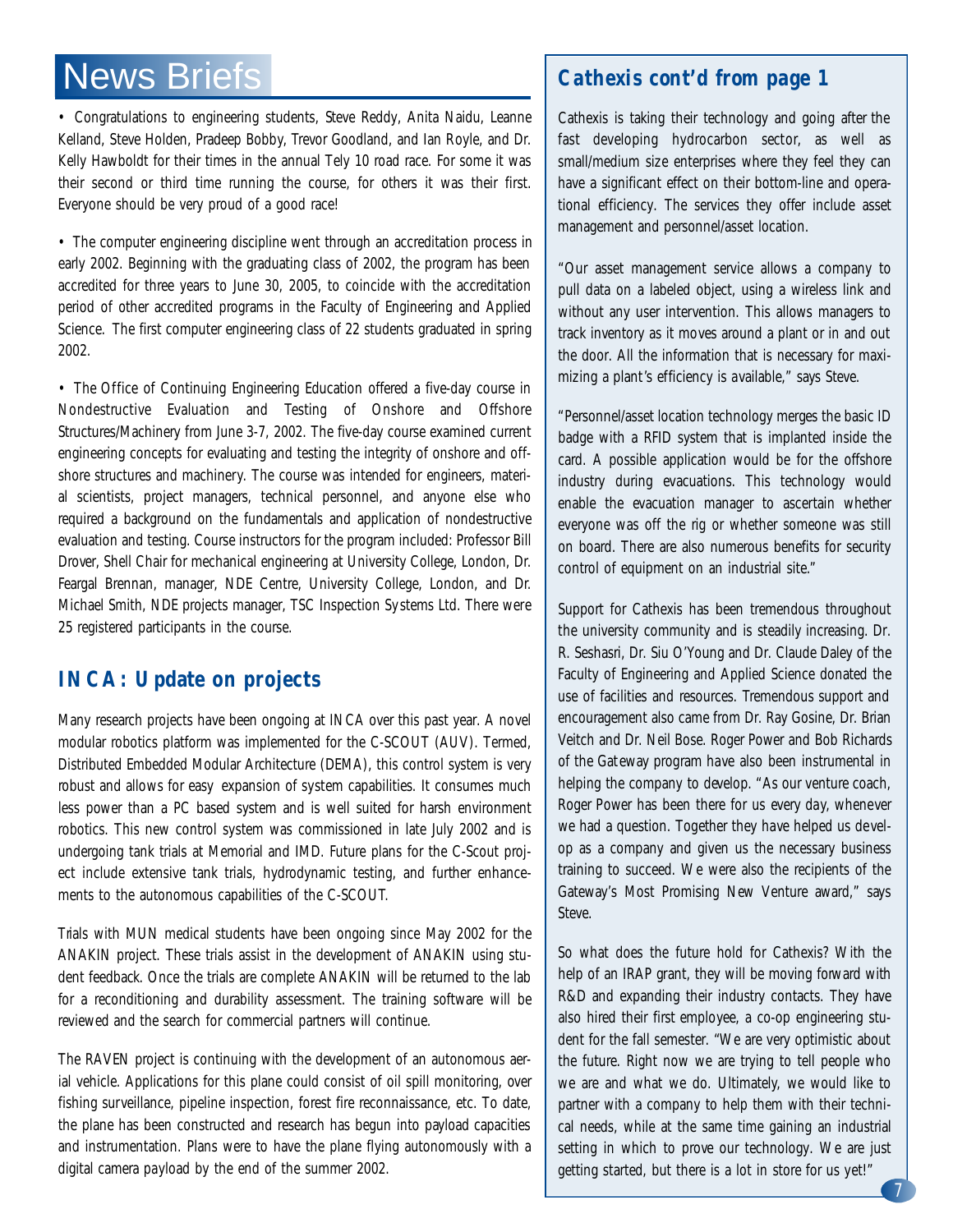# News Briefs

• Congratulations to engineering students, Steve Reddy, Anita Naidu, Leanne Kelland, Steve Holden, Pradeep Bobby, Trevor Goodland, and Ian Royle, and Dr. Kelly Hawboldt for their times in the annual Tely 10 road race. For some it was their second or third time running the course, for others it was their first. Everyone should be very proud of a good race!

• The computer engineering discipline went through an accreditation process in early 2002. Beginning with the graduating class of 2002, the program has been accredited for three years to June 30, 2005, to coincide with the accreditation period of other accredited programs in the Faculty of Engineering and Applied Science. The first computer engineering class of 22 students graduated in spring 2002.

• The Office of Continuing Engineering Education offered a five-day course in Nondestructive Evaluation and Testing of Onshore and Offshore Structures/Machinery from June 3-7, 2002. The five-day course examined current engineering concepts for evaluating and testing the integrity of onshore and offshore structures and machinery. The course was intended for engineers, material scientists, project managers, technical personnel, and anyone else who required a background on the fundamentals and application of nondestructive evaluation and testing. Course instructors for the program included: Professor Bill Drover, Shell Chair for mechanical engineering at University College, London, Dr. Feargal Brennan, manager, NDE Centre, University College, London, and Dr. Michael Smith, NDE projects manager, TSC Inspection Systems Ltd. There were 25 registered participants in the course.

## INCA: Update on projects

Many research projects have been ongoing at INCA over this past year. A novel modular robotics platform was implemented for the C-SCOUT (AUV). Termed, Distributed Embedded Modular Architecture (DEMA), this control system is very robust and allows for easy expansion of system capabilities. It consumes much less power than a PC based system and is well suited for harsh environment robotics. This new control system was commissioned in late July 2002 and is undergoing tank trials at Memorial and IMD. Future plans for the C-Scout project include extensive tank trials, hydrodynamic testing, and further enhancements to the autonomous capabilities of the C-SCOUT.

Trials with MUN medical students have been ongoing since May 2002 for the ANAKIN project. These trials assist in the development of ANAKIN using student feedback. Once the trials are complete ANAKIN will be returned to the lab for a reconditioning and durability assessment. The training software will be reviewed and the search for commercial partners will continue.

The RAVEN project is continuing with the development of an autonomous aerial vehicle. Applications for this plane could consist of oil spill monitoring, over fishing surveillance, pipeline inspection, forest fire reconnaissance, etc. To date, the plane has been constructed and research has begun into payload capacities and instrumentation. Plans were to have the plane flying autonomously with a digital camera payload by the end of the summer 2002.

## Cathexis cont'd from page 1

Cathexis is taking their technology and going after the fast developing hydrocarbon sector, as well as small/medium size enterprises where they feel they can have a significant effect on their bottom-line and operational efficiency. The services they offer include asset management and personnel/asset location.

"Our asset management service allows a company to pull data on a labeled object, using a wireless link and without any user intervention. This allows managers to track inventory as it moves around a plant or in and out the door. All the information that is necessary for maximizing a plant's efficiency is available," says Steve.

"Personnel/asset location technology merges the basic ID badge with a RFID system that is implanted inside the card. A possible application would be for the offshore industry during evacuations. This technology would enable the evacuation manager to ascertain whether everyone was off the rig or whether someone was still on board. There are also numerous benefits for security control of equipment on an industrial site."

Support for Cathexis has been tremendous throughout the university community and is steadily increasing. Dr. R. Seshasri, Dr. Siu O'Young and Dr. Claude Daley of the Faculty of Engineering and Applied Science donated the use of facilities and resources. Tremendous support and encouragement also came from Dr. Ray Gosine, Dr. Brian Veitch and Dr. Neil Bose. Roger Power and Bob Richards of the Gateway program have also been instrumental in helping the company to develop. "As our venture coach, Roger Power has been there for us every day, whenever we had a question. Together they have helped us develop as a company and given us the necessary business training to succeed. We were also the recipients of the Gateway's Most Promising New Venture award," says Steve.

So what does the future hold for Cathexis? With the help of an IRAP grant, they will be moving forward with R&D and expanding their industry contacts. They have also hired their first employee, a co-op engineering student for the fall semester. "We are very optimistic about the future. Right now we are trying to tell people who we are and what we do. Ultimately, we would like to partner with a company to help them with their technical needs, while at the same time gaining an industrial setting in which to prove our technology. We are just getting started, but there is a lot in store for us yet!"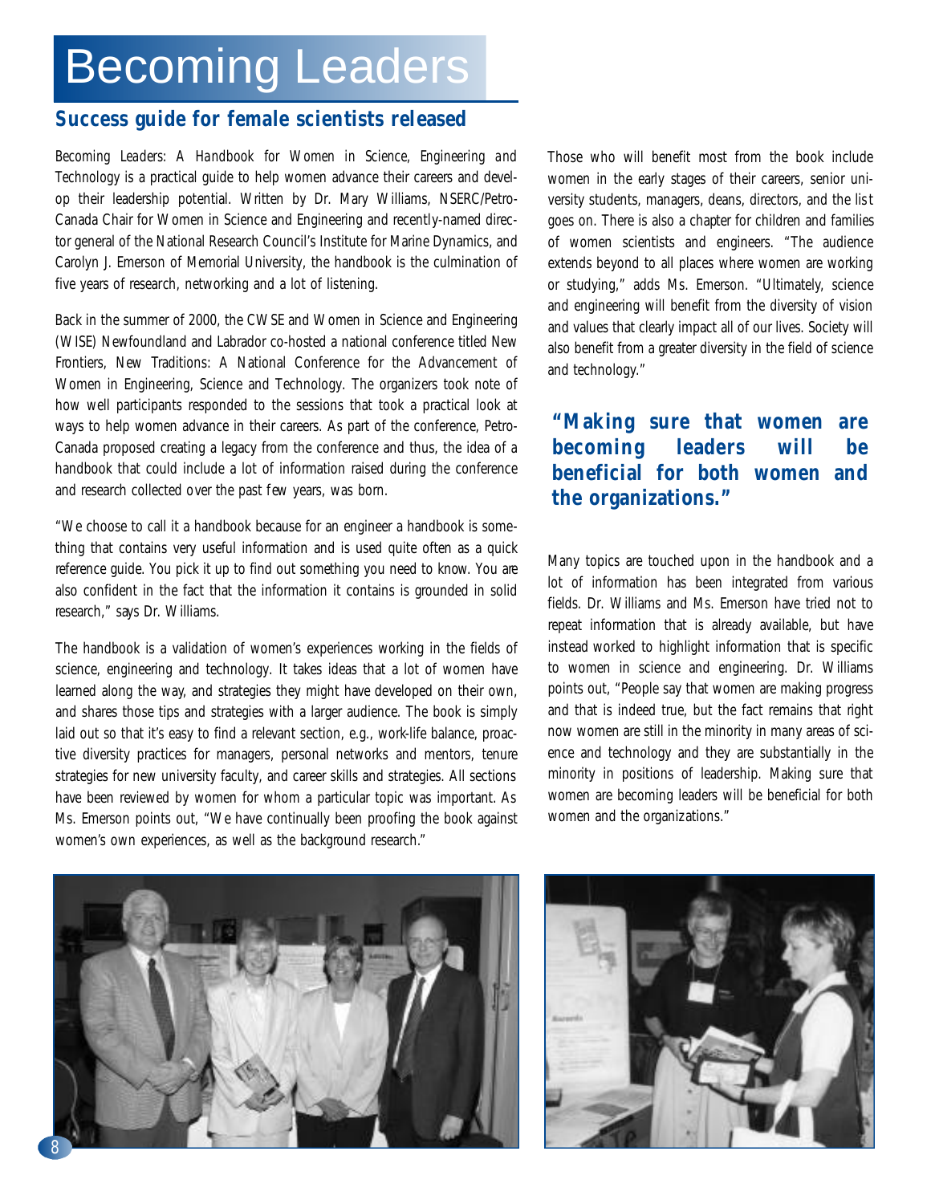# Becoming Leaders

## Success guide for female scientists released

*Becoming Leaders: A Handbook for Women in Science, Engineering and Technology* is a practical guide to help women advance their careers and develop their leadership potential. Written by Dr. Mary Williams, NSERC/Petro-Canada Chair for Women in Science and Engineering and recently-named director general of the National Research Council's Institute for Marine Dynamics, and Carolyn J. Emerson of Memorial University, the handbook is the culmination of five years of research, networking and a lot of listening.

Back in the summer of 2000, the CWSE and Women in Science and Engineering (WISE) Newfoundland and Labrador co-hosted a national conference titled *New Frontiers, New Traditions: A National Conference for the Advancement of Women in Engineering, Science and Technology*. The organizers took note of how well participants responded to the sessions that took a practical look at ways to help women advance in their careers. As part of the conference, Petro-Canada proposed creating a legacy from the conference and thus, the idea of a handbook that could include a lot of information raised during the conference and research collected over the past few years, was born.

"We choose to call it a handbook because for an engineer a handbook is something that contains very useful information and is used quite often as a quick reference guide. You pick it up to find out something you need to know. You are also confident in the fact that the information it contains is grounded in solid research," says Dr. Williams.

The handbook is a validation of women's experiences working in the fields of science, engineering and technology. It takes ideas that a lot of women have learned along the way, and strategies they might have developed on their own, and shares those tips and strategies with a larger audience. The book is simply laid out so that it's easy to find a relevant section, e.g., work-life balance, proactive diversity practices for managers, personal networks and mentors, tenure strategies for new university faculty, and career skills and strategies. All sections have been reviewed by women for whom a particular topic was important. As Ms. Emerson points out, "We have continually been proofing the book against women's own experiences, as well as the background research."

Those who will benefit most from the book include women in the early stages of their careers, senior university students, managers, deans, directors, and the list goes on. There is also a chapter for children and families of women scientists and engineers. "The audience extends beyond to all places where women are working or studying," adds Ms. Emerson. "Ultimately, science and engineering will benefit from the diversity of vision and values that clearly impact all of our lives. Society will also benefit from a greater diversity in the field of science and technology."

**"Making sure that women are becoming leaders will be beneficial for both women and the organizations."**

Many topics are touched upon in the handbook and a lot of information has been integrated from various fields. Dr. Williams and Ms. Emerson have tried not to repeat information that is already available, but have instead worked to highlight information that is specific to women in science and engineering. Dr. Williams points out, "People say that women are making progress and that is indeed true, but the fact remains that right now women are still in the minority in many areas of science and technology and they are substantially in the minority in positions of leadership. Making sure that women are becoming leaders will be beneficial for both women and the organizations."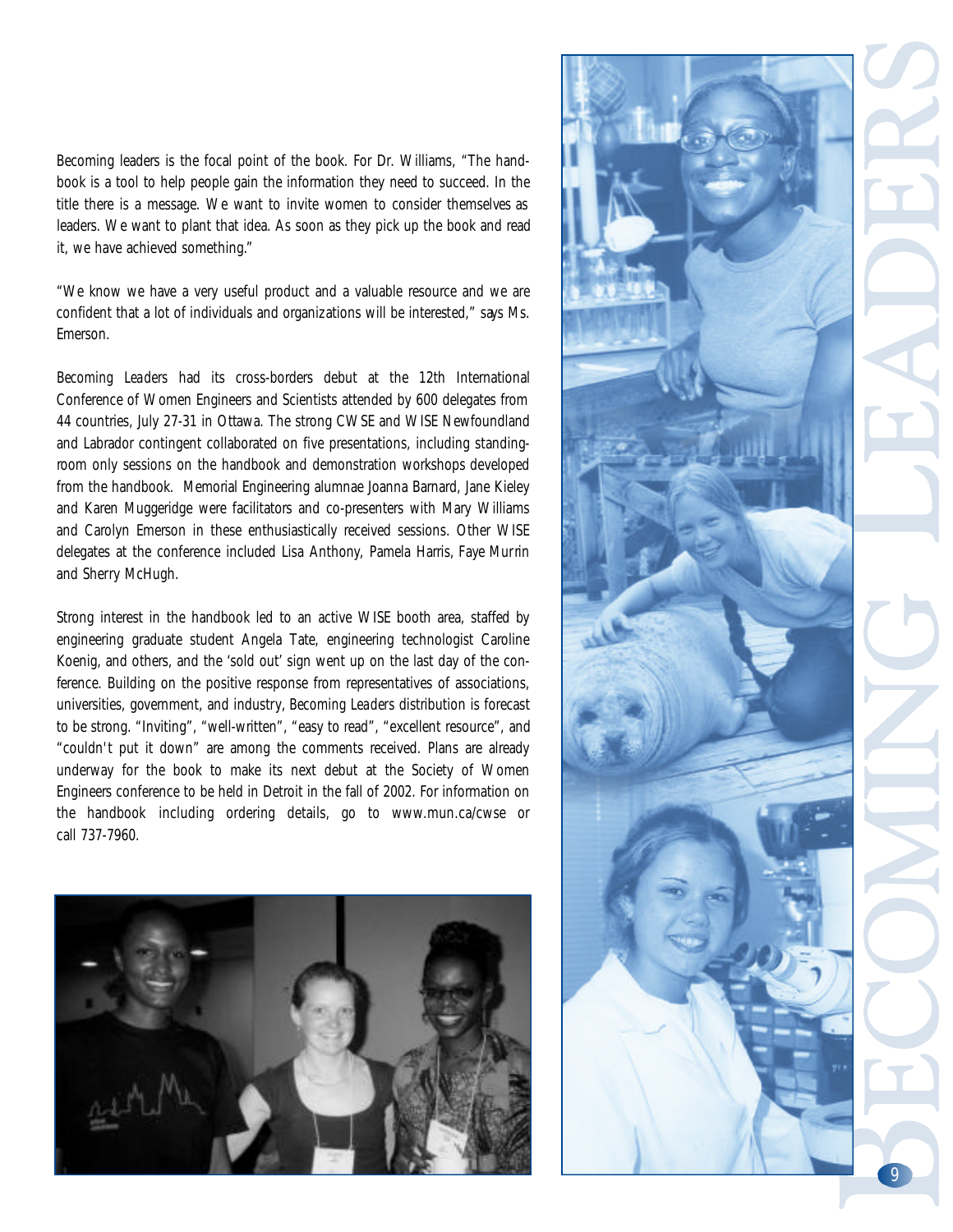Becoming leaders is the focal point of the book. For Dr. Williams, "The handbook is a tool to help people gain the information they need to succeed. In the title there is a message. We want to invite women to consider themselves as leaders. We want to plant that idea. As soon as they pick up the book and read it, we have achieved something."

"We know we have a very useful product and a valuable resource and we are confident that a lot of individuals and organizations will be interested," says Ms. Emerson.

*Becoming Leaders* had its cross-borders debut at the 12th International Conference of Women Engineers and Scientists attended by 600 delegates from 44 countries, July 27-31 in Ottawa. The strong CWSE and WISE Newfoundland and Labrador contingent collaborated on five presentations, including standing-room only sessions on the handbook and demonstration workshops developed from the handbook. Memorial Engineering alumnae Joanna Barnard, Jane Kieley and Karen Muggeridge were facilitators and co-presenters with Mary Williams and Carolyn Emerson in these enthusiastically received sessions. Other WISE delegates at the conference included Lisa Anthony, Pamela Harris, Faye Murrin and Sherry McHugh.

Strong interest in the handbook led to an active WISE booth area, staffed by engineering graduate student Angela Tate, engineering technologist Caroline Koenig, and others, and the 'sold out' sign went up on the last day of the conference. Building on the positive response from representatives of associations, universities, government, and industry, *Becoming Leaders* distribution is forecast to be strong. "Inviting", "well-written", "easy to read", "excellent resource", and "couldn't put it down" are among the comments received. Plans are already underway for the book to make its next debut at the Society of Women Engineers conference to be held in Detroit in the fall of 2002. For information on the handbook including ordering details, go to www.mun.ca/cwse or call 737-7960.

BECOMING LEADERS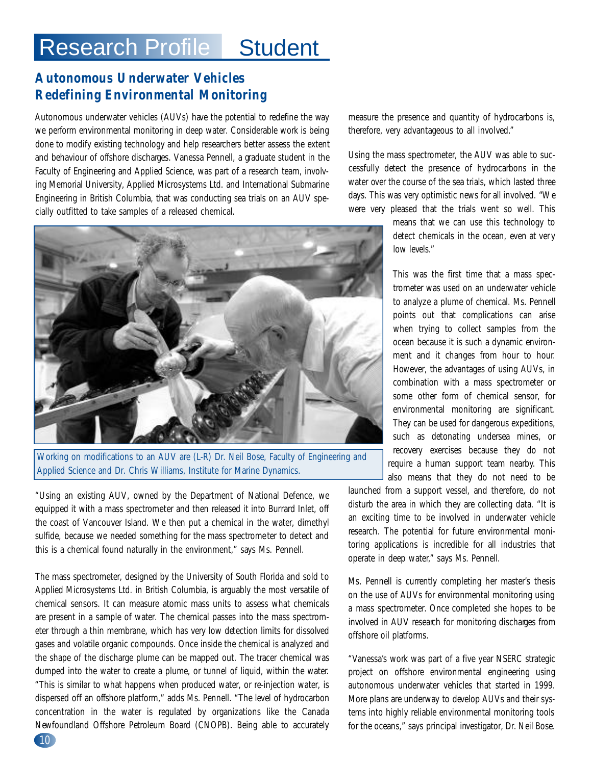# Research Profile Student

## Autonomous Underwater Vehicles Redefining Environmental Monitoring

Autonomous underwater vehicles (AUVs) have the potential to redefine the way we perform environmental monitoring in deep water. Considerable work is being done to modify existing technology and help researchers better assess the extent and behaviour of offshore discharges. Vanessa Pennell, a graduate student in the Faculty of Engineering and Applied Science, was part of a research team, involving Memorial University, Applied Microsystems Ltd. and International Submarine Engineering in British Columbia, that was conducting sea trials on an AUV specially outfitted to take samples of a released chemical.

Working on modifications to an AUV are (L-R) Dr. Neil Bose, Faculty of Engineering and Applied Science and Dr. Chris Williams, Institute for Marine Dynamics.

"Using an existing AUV, owned by the Department of National Defence, we equipped it with a mass spectrometer and then released it into Burrard Inlet, off the coast of Vancouver Island. We then put a chemical in the water, dimethyl sulfide, because we needed something for the mass spectrometer to detect and this is a chemical found naturally in the environment," says Ms. Pennell.

The mass spectrometer, designed by the University of South Florida and sold to Applied Microsystems Ltd. in British Columbia, is arguably the most versatile of chemical sensors. It can measure atomic mass units to assess what chemicals are present in a sample of water. The chemical passes into the mass spectrometer through a thin membrane, which has very low detection limits for dissolved gases and volatile organic compounds. Once inside the chemical is analyzed and the shape of the discharge plume can be mapped out. The tracer chemical was dumped into the water to create a plume, or tunnel of liquid, within the water. "This is similar to what happens when produced water, or re-injection water, is dispersed off an offshore platform," adds Ms. Pennell. "The level of hydrocarbon concentration in the water is regulated by organizations like the Canada Newfoundland Offshore Petroleum Board (CNOPB). Being able to accurately measure the presence and quantity of hydrocarbons is, therefore, very advantageous to all involved."

Using the mass spectrometer, the AUV was able to successfully detect the presence of hydrocarbons in the water over the course of the sea trials, which lasted three days. This was very optimistic news for all involved. "We were very pleased that the trials went so well. This means that we can use this technology to detect chemicals in the ocean, even at very low levels."

This was the first time that a mass spectrometer was used on an underwater vehicle to analyze a plume of chemical. Ms. Pennell points out that complications can arise when trying to collect samples from the ocean because it is such a dynamic environment and it changes from hour to hour. However, the advantages of using AUVs, in combination with a mass spectrometer or some other form of chemical sensor, for environmental monitoring are significant. They can be used for dangerous expeditions, such as detonating undersea mines, or recovery exercises because they do not require a human support team nearby. This also means that they do not need to be launched from a support vessel, and therefore, do not disturb the area in which they are collecting data. "It is an exciting time to be involved in underwater vehicle research. The potential for future environmental monitoring applications is incredible for all industries that operate in deep water," says Ms. Pennell.

Ms. Pennell is currently completing her master's thesis on the use of AUVs for environmental monitoring using a mass spectrometer. Once completed she hopes to be involved in AUV research for monitoring discharges from offshore oil platforms.

"Vanessa's work was part of a five year NSERC strategic project on offshore environmental engineering using autonomous underwater vehicles that started in 1999. More plans are underway to develop AUVs and their systems into highly reliable environmental monitoring tools for the oceans," says principal investigator, Dr. Neil Bose.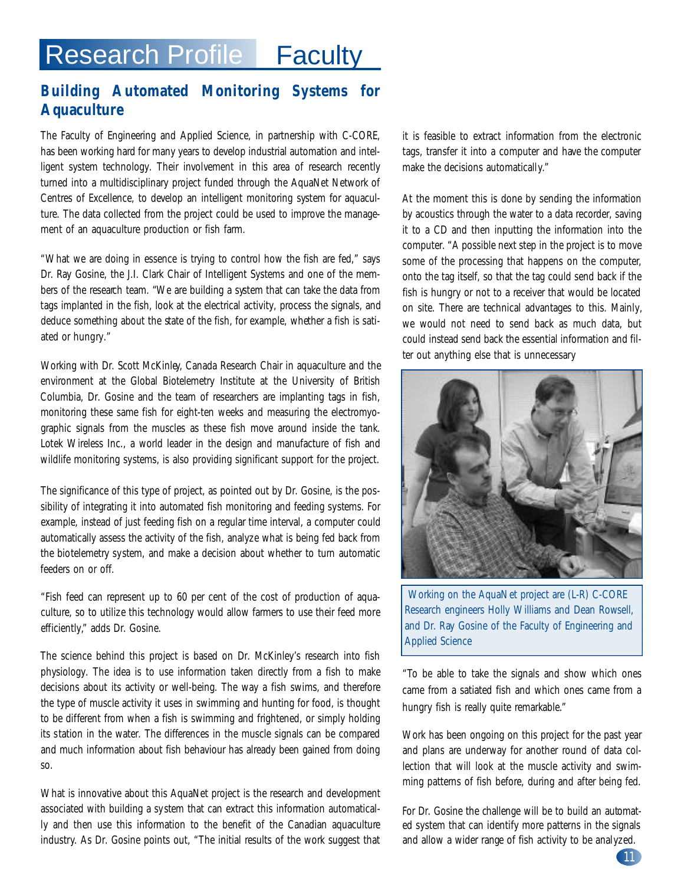# Research Profile Faculty

## Building Automated Monitoring Systems for Aquaculture

The Faculty of Engineering and Applied Science, in partnership with C-CORE, has been working hard for many years to develop industrial automation and intelligent system technology. Their involvement in this area of research recently turned into a multidisciplinary project funded through the AquaNet Network of Centres of Excellence, to develop an intelligent monitoring system for aquaculture. The data collected from the project could be used to improve the management of an aquaculture production or fish farm.

"What we are doing in essence is trying to control how the fish are fed," says Dr. Ray Gosine, the J.I. Clark Chair of Intelligent Systems and one of the members of the research team. "We are building a system that can take the data from tags implanted in the fish, look at the electrical activity, process the signals, and deduce something about the state of the fish, for example, whether a fish is satiated or hungry."

Working with Dr. Scott McKinley, Canada Research Chair in aquaculture and the environment at the Global Biotelemetry Institute at the University of British Columbia, Dr. Gosine and the team of researchers are implanting tags in fish, monitoring these same fish for eight-ten weeks and measuring the electromyographic signals from the muscles as these fish move around inside the tank. Lotek Wireless Inc., a world leader in the design and manufacture of fish and wildlife monitoring systems, is also providing significant support for the project.

The significance of this type of project, as pointed out by Dr. Gosine, is the possibility of integrating it into automated fish monitoring and feeding systems. For example, instead of just feeding fish on a regular time interval, a computer could automatically assess the activity of the fish, analyze what is being fed back from the biotelemetry system, and make a decision about whether to turn automatic feeders on or off.

"Fish feed can represent up to 60 per cent of the cost of production of aquaculture, so to utilize this technology would allow farmers to use their feed more efficiently," adds Dr. Gosine.

The science behind this project is based on Dr. McKinley's research into fish physiology. The idea is to use information taken directly from a fish to make decisions about its activity or well-being. The way a fish swims, and therefore the type of muscle activity it uses in swimming and hunting for food, is thought to be different from when a fish is swimming and frightened, or simply holding its station in the water. The differences in the muscle signals can be compared and much information about fish behaviour has already been gained from doing so.

What is innovative about this AquaNet project is the research and development associated with building a system that can extract this information automatically and then use this information to the benefit of the Canadian aquaculture industry. As Dr. Gosine points out, "The initial results of the work suggest that it is feasible to extract information from the electronic tags, transfer it into a computer and have the computer make the decisions automatically."

At the moment this is done by sending the information by acoustics through the water to a data recorder, saving it to a CD and then inputting the information into the computer. "A possible next step in the project is to move some of the processing that happens on the computer, onto the tag itself, so that the tag could send back if the fish is hungry or not to a receiver that would be located on site. There are technical advantages to this. Mainly, we would not need to send back as much data, but could instead send back the essential information and filter out anything else that is unnecessary

Working on the AquaNet project are (L-R) C-CORE Research engineers Holly Williams and Dean Rowsell, and Dr. Ray Gosine of the Faculty of Engineering and Applied Science

"To be able to take the signals and show which ones came from a satiated fish and which ones came from a hungry fish is really quite remarkable."

Work has been ongoing on this project for the past year and plans are underway for another round of data collection that will look at the muscle activity and swimming patterns of fish before, during and after being fed.

For Dr. Gosine the challenge will be to build an automated system that can identify more patterns in the signals and allow a wider range of fish activity to be analyzed.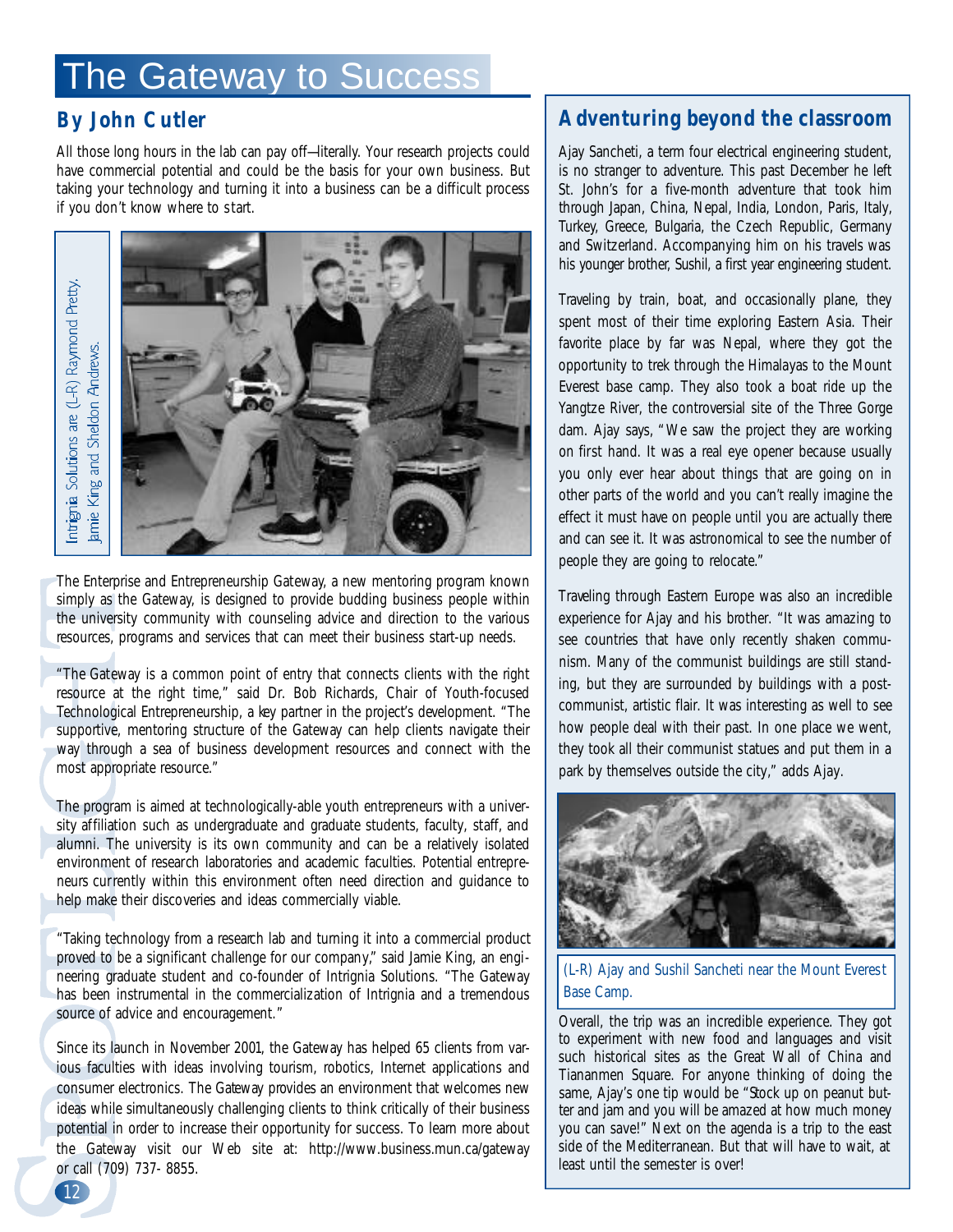# The Gateway to Success

## By John Cutler

All those long hours in the lab can pay off—literally. Your research projects could have commercial potential and could be the basis for your own business. But taking your technology and turning it into a business can be a difficult process if you don't know where to start.

Intrignia Solutions are (L-R) Raymond Pretty, Jamie King and Sheldon Andrews.

The Enterprise and Entrepreneurship Gateway, a new mentoring program known simply as the Gateway, is designed to provide budding business people within the university community with counseling advice and direction to the various resources, programs and services that can meet their business start-up needs.

"The Gateway is a common point of entry that connects clients with the right resource at the right time," said Dr. Bob Richards, Chair of Youth-focused Technological Entrepreneurship, a key partner in the project's development. "The supportive, mentoring structure of the Gateway can help clients navigate their way through a sea of business development resources and connect with the most appropriate resource."

The program is aimed at technologically-able youth entrepreneurs with a university affiliation such as undergraduate and graduate students, faculty, staff, and alumni. The university is its own community and can be a relatively isolated environment of research laboratories and academic faculties. Potential entrepreneurs currently within this environment often need direction and guidance to help make their discoveries and ideas commercially viable.

"Taking technology from a research lab and turning it into a commercial product proved to be a significant challenge for our company," said Jamie King, an engineering graduate student and co-founder of Intrignia Solutions. "The Gateway has been instrumental in the commercialization of Intrignia and a tremendous source of advice and encouragement."

Since its launch in November 2001, the Gateway has helped 65 clients from various faculties with ideas involving tourism, robotics, Internet applications and consumer electronics. The Gateway provides an environment that welcomes new ideas while simultaneously challenging clients to think critically of their business potential in order to increase their opportunity for success. To learn more about the Gateway visit our Web site at: http://www.business.mun.ca/gateway or call (709) 737- 8855.

## Adventuring beyond the classroom

Ajay Sancheti, a term four electrical engineering student, is no stranger to adventure. This past December he left St. John's for a five-month adventure that took him through Japan, China, Nepal, India, London, Paris, Italy, Turkey, Greece, Bulgaria, the Czech Republic, Germany and Switzerland. Accompanying him on his travels was his younger brother, Sushil, a first year engineering student.

Traveling by train, boat, and occasionally plane, they spent most of their time exploring Eastern Asia. Their favorite place by far was Nepal, where they got the opportunity to trek through the Himalayas to the Mount Everest base camp. They also took a boat ride up the Yangtze River, the controversial site of the Three Gorge dam. Ajay says, "We saw the project they are working on first hand. It was a real eye opener because usually you only ever hear about things that are going on in other parts of the world and you can't really imagine the effect it must have on people until you are actually there and can see it. It was astronomical to see the number of people they are going to relocate."

Traveling through Eastern Europe was also an incredible experience for Ajay and his brother. "It was amazing to see countries that have only recently shaken communism. Many of the communist buildings are still standing, but they are surrounded by buildings with a post-communist, artistic flair. It was interesting as well to see how people deal with their past. In one place we went, they took all their communist statues and put them in a park by themselves outside the city," adds Ajay.

(L-R) Ajay and Sushil Sancheti near the Mount Everest Base Camp.

Overall, the trip was an incredible experience. They got to experiment with new food and languages and visit such historical sites as the Great Wall of China and Tiananmen Square. For anyone thinking of doing the same, Ajay's one tip would be "Stock up on peanut butter and jam and you will be amazed at how much money you can save!" Next on the agenda is a trip to the east side of the Mediterranean. But that will have to wait, at least until the semester is over!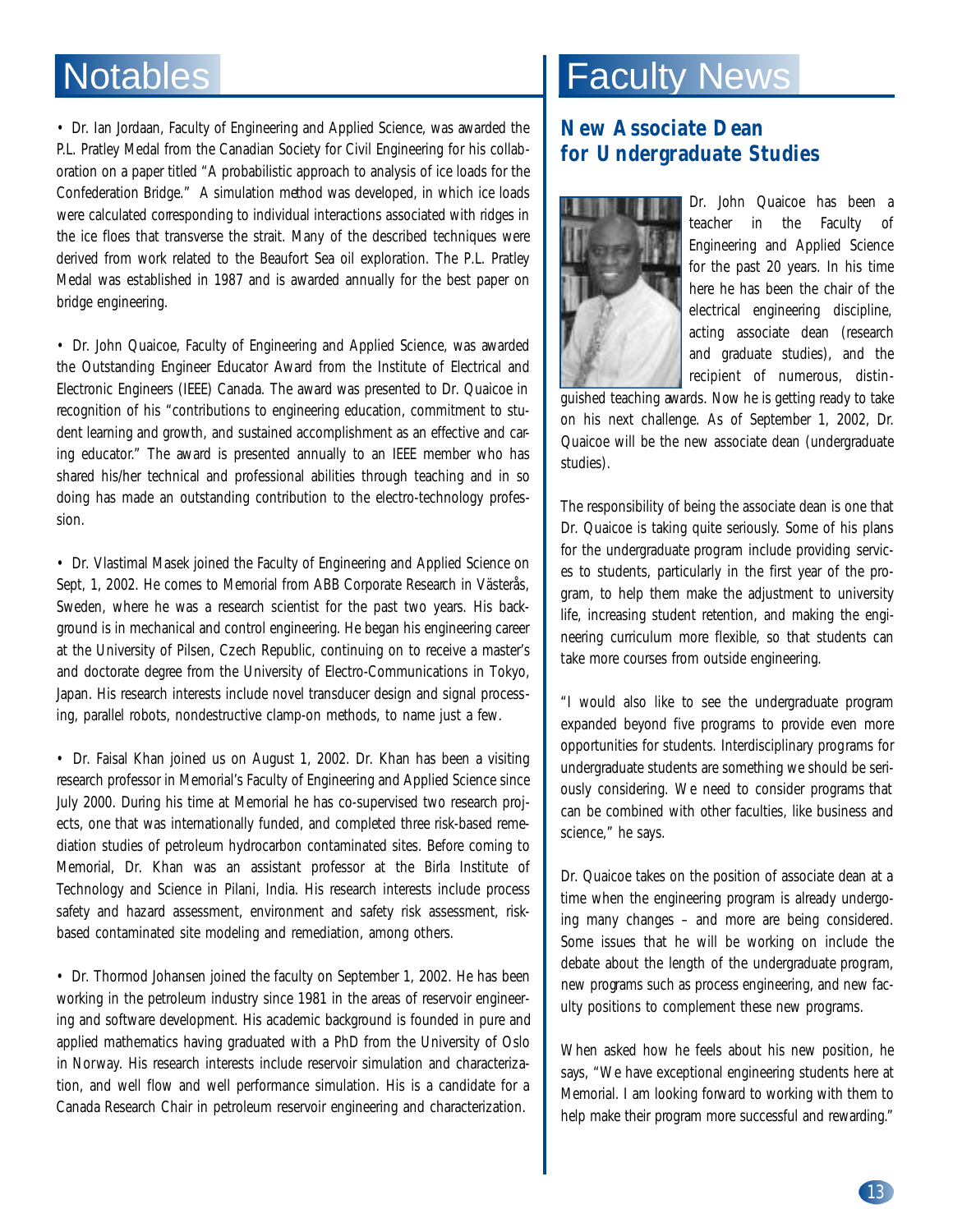# Notables

• Dr. Ian Jordaan, Faculty of Engineering and Applied Science, was awarded the P.L. Pratley Medal from the Canadian Society for Civil Engineering for his collaboration on a paper titled "A probabilistic approach to analysis of ice loads for the Confederation Bridge." A simulation method was developed, in which ice loads were calculated corresponding to individual interactions associated with ridges in the ice floes that transverse the strait. Many of the described techniques were derived from work related to the Beaufort Sea oil exploration. The P.L. Pratley Medal was established in 1987 and is awarded annually for the best paper on bridge engineering.

• Dr. John Quaicoe, Faculty of Engineering and Applied Science, was awarded the Outstanding Engineer Educator Award from the Institute of Electrical and Electronic Engineers (IEEE) Canada. The award was presented to Dr. Quaicoe in recognition of his "contributions to engineering education, commitment to student learning and growth, and sustained accomplishment as an effective and caring educator." The award is presented annually to an IEEE member who has shared his/her technical and professional abilities through teaching and in so doing has made an outstanding contribution to the electro-technology profession.

• Dr. Vlastimal Masek joined the Faculty of Engineering and Applied Science on Sept, 1, 2002. He comes to Memorial from ABB Corporate Research in Västerås, Sweden, where he was a research scientist for the past two years. His background is in mechanical and control engineering. He began his engineering career at the University of Pilsen, Czech Republic, continuing on to receive a master's and doctorate degree from the University of Electro-Communications in Tokyo, Japan. His research interests include novel transducer design and signal processing, parallel robots, nondestructive clamp-on methods, to name just a few.

• Dr. Faisal Khan joined us on August 1, 2002. Dr. Khan has been a visiting research professor in Memorial's Faculty of Engineering and Applied Science since July 2000. During his time at Memorial he has co-supervised two research projects, one that was internationally funded, and completed three risk-based remediation studies of petroleum hydrocarbon contaminated sites. Before coming to Memorial, Dr. Khan was an assistant professor at the Birla Institute of Technology and Science in Pilani, India. His research interests include process safety and hazard assessment, environment and safety risk assessment, risk-based contaminated site modeling and remediation, among others.

• Dr. Thormod Johansen joined the faculty on September 1, 2002. He has been working in the petroleum industry since 1981 in the areas of reservoir engineering and software development. His academic background is founded in pure and applied mathematics having graduated with a PhD from the University of Oslo in Norway. His research interests include reservoir simulation and characterization, and well flow and well performance simulation. His is a candidate for a Canada Research Chair in petroleum reservoir engineering and characterization.

# Faculty News

## New Associate Dean for Undergraduate Studies

Dr. John Quaicoe has been a teacher in the Faculty of Engineering and Applied Science for the past 20 years. In his time here he has been the chair of the electrical engineering discipline, acting associate dean (research and graduate studies), and the recipient of numerous, distinguished teaching awards. Now he is getting ready to take on his next challenge. As of September 1, 2002, Dr. Quaicoe will be the new associate dean (undergraduate studies).

The responsibility of being the associate dean is one that Dr. Quaicoe is taking quite seriously. Some of his plans for the undergraduate program include providing services to students, particularly in the first year of the program, to help them make the adjustment to university life, increasing student retention, and making the engineering curriculum more flexible, so that students can take more courses from outside engineering.

"I would also like to see the undergraduate program expanded beyond five programs to provide even more opportunities for students. Interdisciplinary programs for undergraduate students are something we should be seriously considering. We need to consider programs that can be combined with other faculties, like business and science," he says.

Dr. Quaicoe takes on the position of associate dean at a time when the engineering program is already undergoing many changes – and more are being considered. Some issues that he will be working on include the debate about the length of the undergraduate program, new programs such as process engineering, and new faculty positions to complement these new programs.

When asked how he feels about his new position, he says, "We have exceptional engineering students here at Memorial. I am looking forward to working with them to help make their program more successful and rewarding."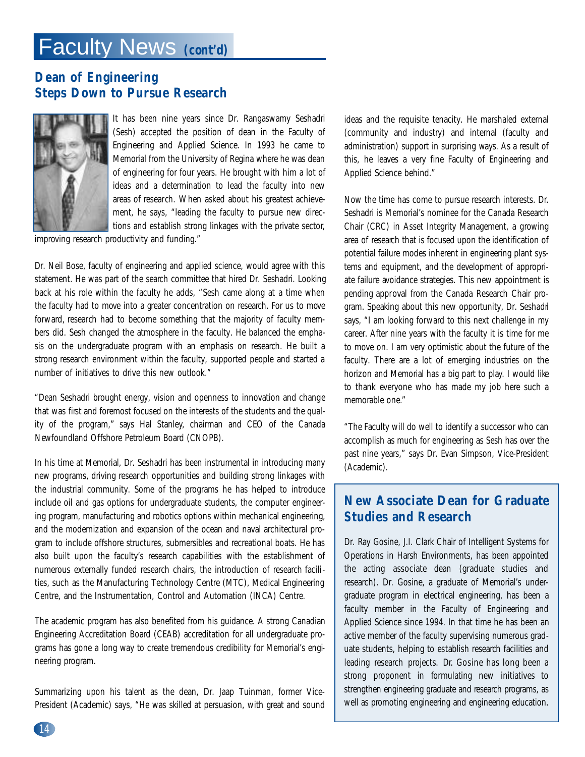# Faculty News *(cont'd)*

## Dean of Engineering Steps Down to Pursue Research

It has been nine years since Dr. Rangaswamy Seshadri (Sesh) accepted the position of dean in the Faculty of Engineering and Applied Science. In 1993 he came to Memorial from the University of Regina where he was dean of engineering for four years. He brought with him a lot of ideas and a determination to lead the faculty into new areas of research. When asked about his greatest achievement, he says, "leading the faculty to pursue new directions and establish strong linkages with the private sector, improving research productivity and funding."

Dr. Neil Bose, faculty of engineering and applied science, would agree with this statement. He was part of the search committee that hired Dr. Seshadri. Looking back at his role within the faculty he adds, "Sesh came along at a time when the faculty had to move into a greater concentration on research. For us to move forward, research had to become something that the majority of faculty members did. Sesh changed the atmosphere in the faculty. He balanced the emphasis on the undergraduate program with an emphasis on research. He built a strong research environment within the faculty, supported people and started a number of initiatives to drive this new outlook."

"Dean Seshadri brought energy, vision and openness to innovation and change that was first and foremost focused on the interests of the students and the quality of the program," says Hal Stanley, chairman and CEO of the Canada Newfoundland Offshore Petroleum Board (CNOPB).

In his time at Memorial, Dr. Seshadri has been instrumental in introducing many new programs, driving research opportunities and building strong linkages with the industrial community. Some of the programs he has helped to introduce include oil and gas options for undergraduate students, the computer engineering program, manufacturing and robotics options within mechanical engineering, and the modernization and expansion of the ocean and naval architectural program to include offshore structures, submersibles and recreational boats. He has also built upon the faculty's research capabilities with the establishment of numerous externally funded research chairs, the introduction of research facilities, such as the Manufacturing Technology Centre (MTC), Medical Engineering Centre, and the Instrumentation, Control and Automation (INCA) Centre.

The academic program has also benefited from his guidance. A strong Canadian Engineering Accreditation Board (CEAB) accreditation for all undergraduate programs has gone a long way to create tremendous credibility for Memorial's engineering program.

Summarizing upon his talent as the dean, Dr. Jaap Tuinman, former Vice-President (Academic) says, "He was skilled at persuasion, with great and sound ideas and the requisite tenacity. He marshaled external (community and industry) and internal (faculty and administration) support in surprising ways. As a result of this, he leaves a very fine Faculty of Engineering and Applied Science behind."

Now the time has come to pursue research interests. Dr. Seshadri is Memorial's nominee for the Canada Research Chair (CRC) in Asset Integrity Management, a growing area of research that is focused upon the identification of potential failure modes inherent in engineering plant systems and equipment, and the development of appropriate failure avoidance strategies. This new appointment is pending approval from the Canada Research Chair program. Speaking about this new opportunity, Dr. Seshadri says, "I am looking forward to this next challenge in my career. After nine years with the faculty it is time for me to move on. I am very optimistic about the future of the faculty. There are a lot of emerging industries on the horizon and Memorial has a big part to play. I would like to thank everyone who has made my job here such a memorable one."

"The Faculty will do well to identify a successor who can accomplish as much for engineering as Sesh has over the past nine years," says Dr. Evan Simpson, Vice-President (Academic).

## New Associate Dean for Graduate Studies and Research

Dr. Ray Gosine, J.I. Clark Chair of Intelligent Systems for Operations in Harsh Environments, has been appointed the acting associate dean (graduate studies and research). Dr. Gosine, a graduate of Memorial's undergraduate program in electrical engineering, has been a faculty member in the Faculty of Engineering and Applied Science since 1994. In that time he has been an active member of the faculty supervising numerous graduate students, helping to establish research facilities and leading research projects. Dr. Gosine has long been a strong proponent in formulating new initiatives to strengthen engineering graduate and research programs, as well as promoting engineering and engineering education.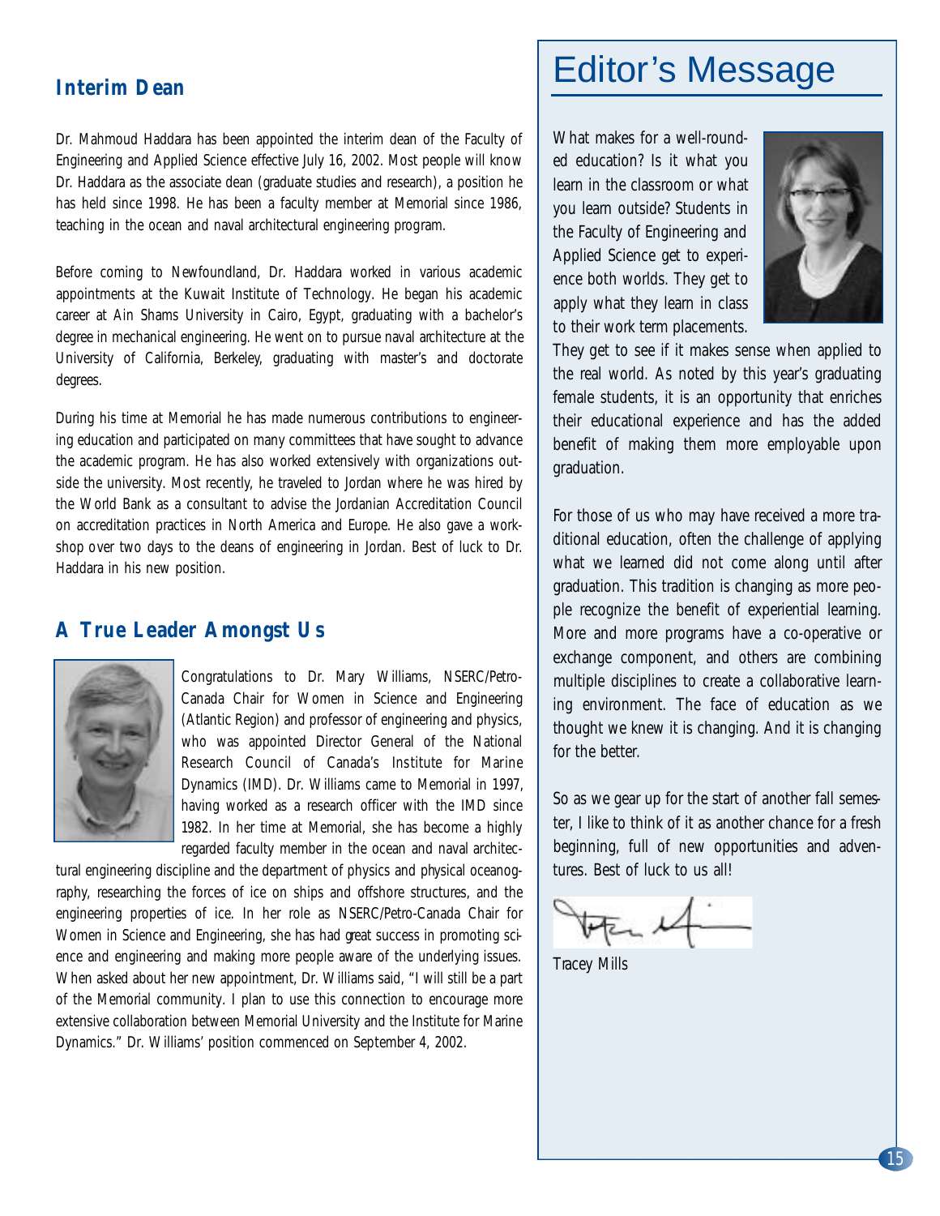## Interim Dean

Dr. Mahmoud Haddara has been appointed the interim dean of the Faculty of Engineering and Applied Science effective July 16, 2002. Most people will know Dr. Haddara as the associate dean (graduate studies and research), a position he has held since 1998. He has been a faculty member at Memorial since 1986, teaching in the ocean and naval architectural engineering program.

Before coming to Newfoundland, Dr. Haddara worked in various academic appointments at the Kuwait Institute of Technology. He began his academic career at Ain Shams University in Cairo, Egypt, graduating with a bachelor's degree in mechanical engineering. He went on to pursue naval architecture at the University of California, Berkeley, graduating with master's and doctorate degrees.

During his time at Memorial he has made numerous contributions to engineering education and participated on many committees that have sought to advance the academic program. He has also worked extensively with organizations outside the university. Most recently, he traveled to Jordan where he was hired by the World Bank as a consultant to advise the Jordanian Accreditation Council on accreditation practices in North America and Europe. He also gave a workshop over two days to the deans of engineering in Jordan. Best of luck to Dr. Haddara in his new position.

## A True Leader Amongst Us

Congratulations to Dr. Mary Williams, NSERC/Petro-Canada Chair for Women in Science and Engineering (Atlantic Region) and professor of engineering and physics, who was appointed Director General of the National Research Council of Canada's Institute for Marine Dynamics (IMD). Dr. Williams came to Memorial in 1997, having worked as a research officer with the IMD since 1982. In her time at Memorial, she has become a highly regarded faculty member in the ocean and naval architectural engineering discipline and the department of physics and physical oceanography, researching the forces of ice on ships and offshore structures, and the engineering properties of ice. In her role as NSERC/Petro-Canada Chair for Women in Science and Engineering, she has had great success in promoting science and engineering and making more people aware of the underlying issues. When asked about her new appointment, Dr. Williams said, "I will still be a part of the Memorial community. I plan to use this connection to encourage more extensive collaboration between Memorial University and the Institute for Marine Dynamics." Dr. Williams' position commenced on September 4, 2002.

# Editor's Message

What makes for a well-rounded education? Is it what you learn in the classroom or what you learn outside? Students in the Faculty of Engineering and Applied Science get to experience both worlds. They get to apply what they learn in class to their work term placements. They get to see if it makes sense when applied to the real world. As noted by this year's graduating female students, it is an opportunity that enriches their educational experience and has the added benefit of making them more employable upon graduation.

For those of us who may have received a more traditional education, often the challenge of applying what we learned did not come along until after graduation. This tradition is changing as more people recognize the benefit of experiential learning. More and more programs have a co-operative or exchange component, and others are combining multiple disciplines to create a collaborative learning environment. The face of education as we thought we knew it is changing. And it is changing for the better.

So as we gear up for the start of another fall semester, I like to think of it as another chance for a fresh beginning, full of new opportunities and adventures. Best of luck to us all!

Tracey Mills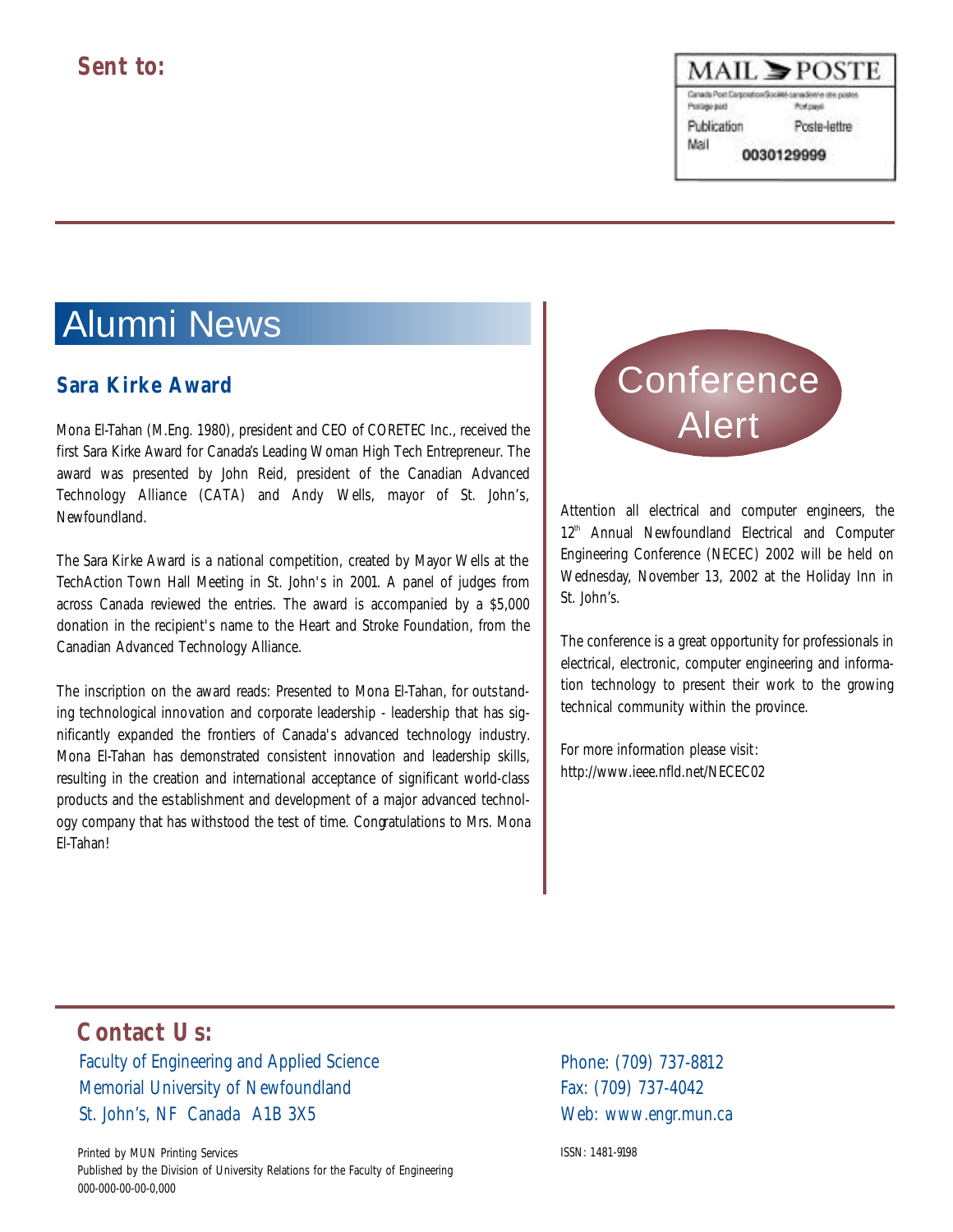**Sent to:**

MAIL POSTE

Canada Post Corporation/Société canadienne des postes
Postage paid / Port payé
Publication Mail / Poste-lettre
0030129999

# Alumni News

## Sara Kirke Award

Mona El-Tahan (M.Eng. 1980), president and CEO of CORETEC Inc., received the first Sara Kirke Award for Canada's Leading Woman High Tech Entrepreneur. The award was presented by John Reid, president of the Canadian Advanced Technology Alliance (CATA) and Andy Wells, mayor of St. John's, Newfoundland.

The Sara Kirke Award is a national competition, created by Mayor Wells at the TechAction Town Hall Meeting in St. John's in 2001. A panel of judges from across Canada reviewed the entries. The award is accompanied by a $5,000 donation in the recipient's name to the Heart and Stroke Foundation, from the Canadian Advanced Technology Alliance.

The inscription on the award reads: Presented to Mona El-Tahan, for outstanding technological innovation and corporate leadership - leadership that has significantly expanded the frontiers of Canada's advanced technology industry. Mona El-Tahan has demonstrated consistent innovation and leadership skills, resulting in the creation and international acceptance of significant world-class products and the establishment and development of a major advanced technology company that has withstood the test of time. Congratulations to Mrs. Mona El-Tahan!

## Conference Alert

Attention all electrical and computer engineers, the 12th Annual Newfoundland Electrical and Computer Engineering Conference (NECEC) 2002 will be held on Wednesday, November 13, 2002 at the Holiday Inn in St. John's.

The conference is a great opportunity for professionals in electrical, electronic, computer engineering and information technology to present their work to the growing technical community within the province.

For more information please visit:
http://www.ieee.nfld.net/NECEC02

## Contact Us:

Faculty of Engineering and Applied Science
Memorial University of Newfoundland
St. John's, NF Canada A1B 3X5

Phone: (709) 737-8812
Fax: (709) 737-4042
Web: www.engr.mun.ca

Printed by MUN Printing Services
Published by the Division of University Relations for the Faculty of Engineering
000-000-00-00-0,000

ISSN: 1481-9198